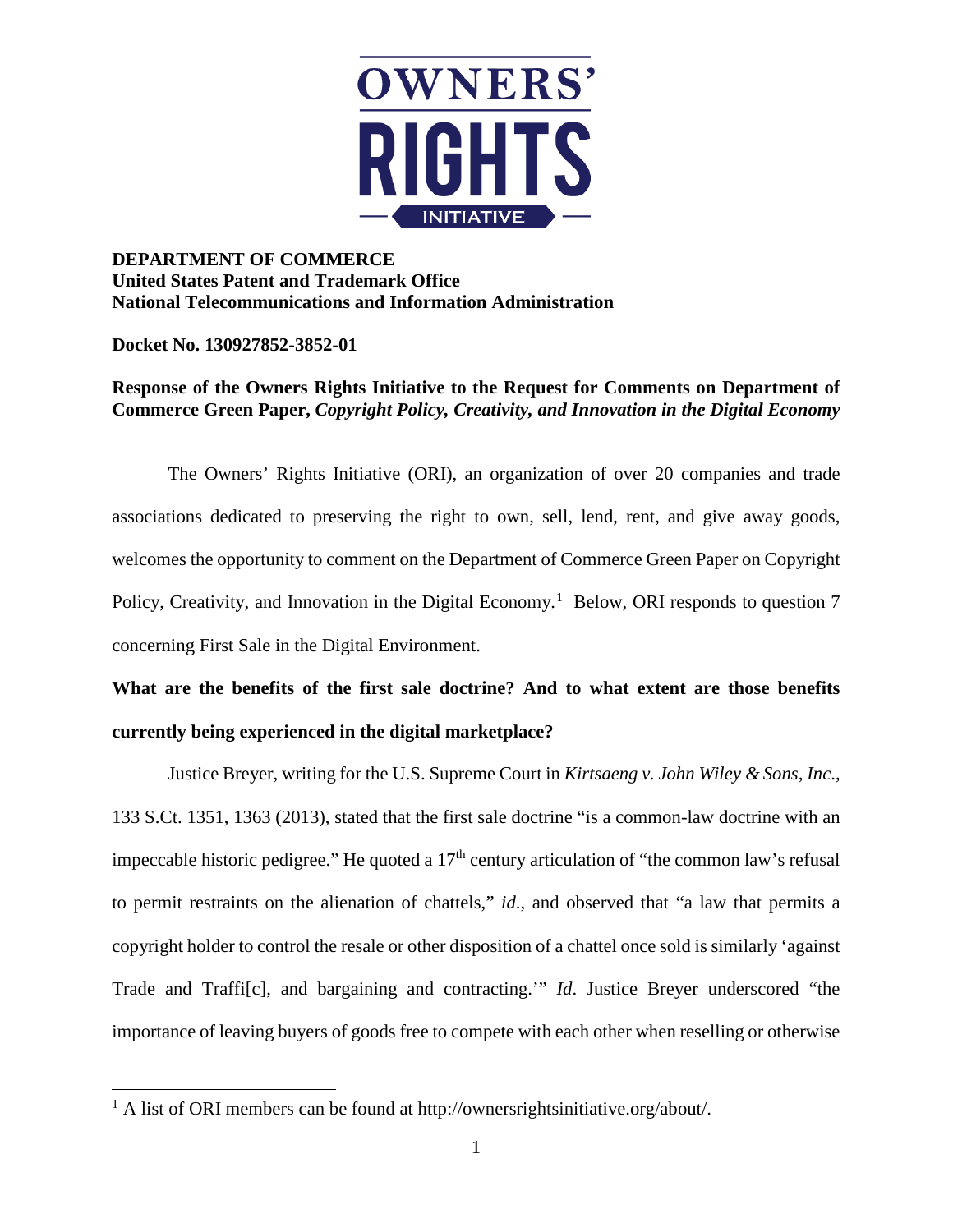OWNERS' RIGHTS INITIATIVE

**DEPARTMENT OF COMMERCE**
**United States Patent and Trademark Office**
**National Telecommunications and Information Administration**

**Docket No. 130927852-3852-01**

**Response of the Owners Rights Initiative to the Request for Comments on Department of Commerce Green Paper, *Copyright Policy, Creativity, and Innovation in the Digital Economy***

The Owners' Rights Initiative (ORI), an organization of over 20 companies and trade associations dedicated to preserving the right to own, sell, lend, rent, and give away goods, welcomes the opportunity to comment on the Department of Commerce Green Paper on Copyright Policy, Creativity, and Innovation in the Digital Economy.[1] Below, ORI responds to question 7 concerning First Sale in the Digital Environment.

**What are the benefits of the first sale doctrine? And to what extent are those benefits currently being experienced in the digital marketplace?**

Justice Breyer, writing for the U.S. Supreme Court in *Kirtsaeng v. John Wiley & Sons, Inc.*, 133 S.Ct. 1351, 1363 (2013), stated that the first sale doctrine "is a common-law doctrine with an impeccable historic pedigree." He quoted a 17th century articulation of "the common law's refusal to permit restraints on the alienation of chattels," *id*., and observed that "a law that permits a copyright holder to control the resale or other disposition of a chattel once sold is similarly 'against Trade and Traffi[c], and bargaining and contracting.'" *Id*. Justice Breyer underscored "the importance of leaving buyers of goods free to compete with each other when reselling or otherwise

[1] A list of ORI members can be found at http://ownersrightsinitiative.org/about/.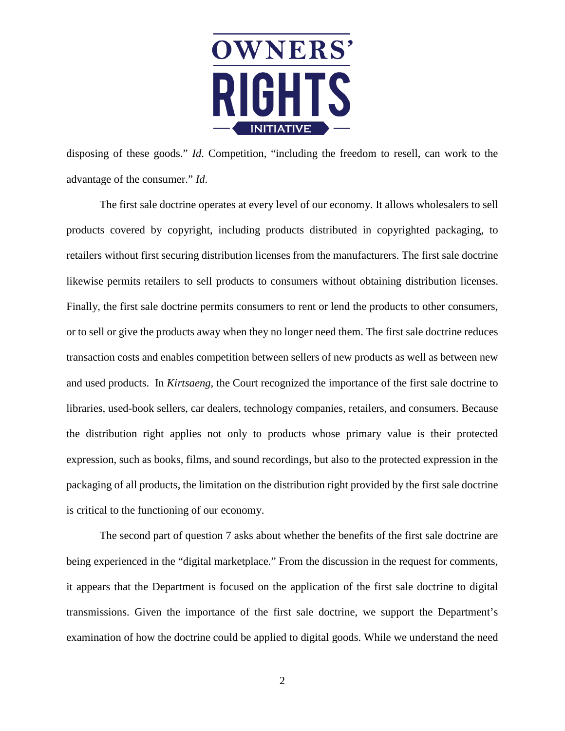disposing of these goods." *Id*. Competition, "including the freedom to resell, can work to the advantage of the consumer." *Id.*

The first sale doctrine operates at every level of our economy. It allows wholesalers to sell products covered by copyright, including products distributed in copyrighted packaging, to retailers without first securing distribution licenses from the manufacturers. The first sale doctrine likewise permits retailers to sell products to consumers without obtaining distribution licenses. Finally, the first sale doctrine permits consumers to rent or lend the products to other consumers, or to sell or give the products away when they no longer need them. The first sale doctrine reduces transaction costs and enables competition between sellers of new products as well as between new and used products. In *Kirtsaeng*, the Court recognized the importance of the first sale doctrine to libraries, used-book sellers, car dealers, technology companies, retailers, and consumers. Because the distribution right applies not only to products whose primary value is their protected expression, such as books, films, and sound recordings, but also to the protected expression in the packaging of all products, the limitation on the distribution right provided by the first sale doctrine is critical to the functioning of our economy.

The second part of question 7 asks about whether the benefits of the first sale doctrine are being experienced in the "digital marketplace." From the discussion in the request for comments, it appears that the Department is focused on the application of the first sale doctrine to digital transmissions. Given the importance of the first sale doctrine, we support the Department's examination of how the doctrine could be applied to digital goods. While we understand the need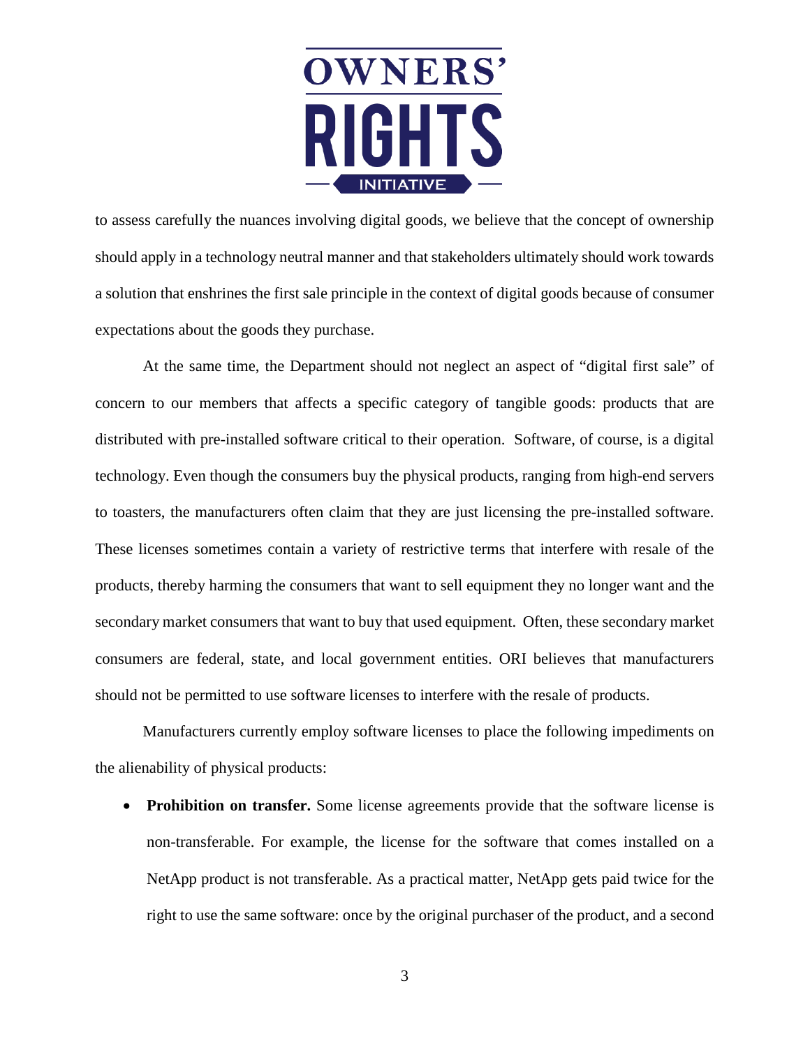to assess carefully the nuances involving digital goods, we believe that the concept of ownership should apply in a technology neutral manner and that stakeholders ultimately should work towards a solution that enshrines the first sale principle in the context of digital goods because of consumer expectations about the goods they purchase.

At the same time, the Department should not neglect an aspect of "digital first sale" of concern to our members that affects a specific category of tangible goods: products that are distributed with pre-installed software critical to their operation. Software, of course, is a digital technology. Even though the consumers buy the physical products, ranging from high-end servers to toasters, the manufacturers often claim that they are just licensing the pre-installed software. These licenses sometimes contain a variety of restrictive terms that interfere with resale of the products, thereby harming the consumers that want to sell equipment they no longer want and the secondary market consumers that want to buy that used equipment. Often, these secondary market consumers are federal, state, and local government entities. ORI believes that manufacturers should not be permitted to use software licenses to interfere with the resale of products.

Manufacturers currently employ software licenses to place the following impediments on the alienability of physical products:

- **Prohibition on transfer.** Some license agreements provide that the software license is non-transferable. For example, the license for the software that comes installed on a NetApp product is not transferable. As a practical matter, NetApp gets paid twice for the right to use the same software: once by the original purchaser of the product, and a second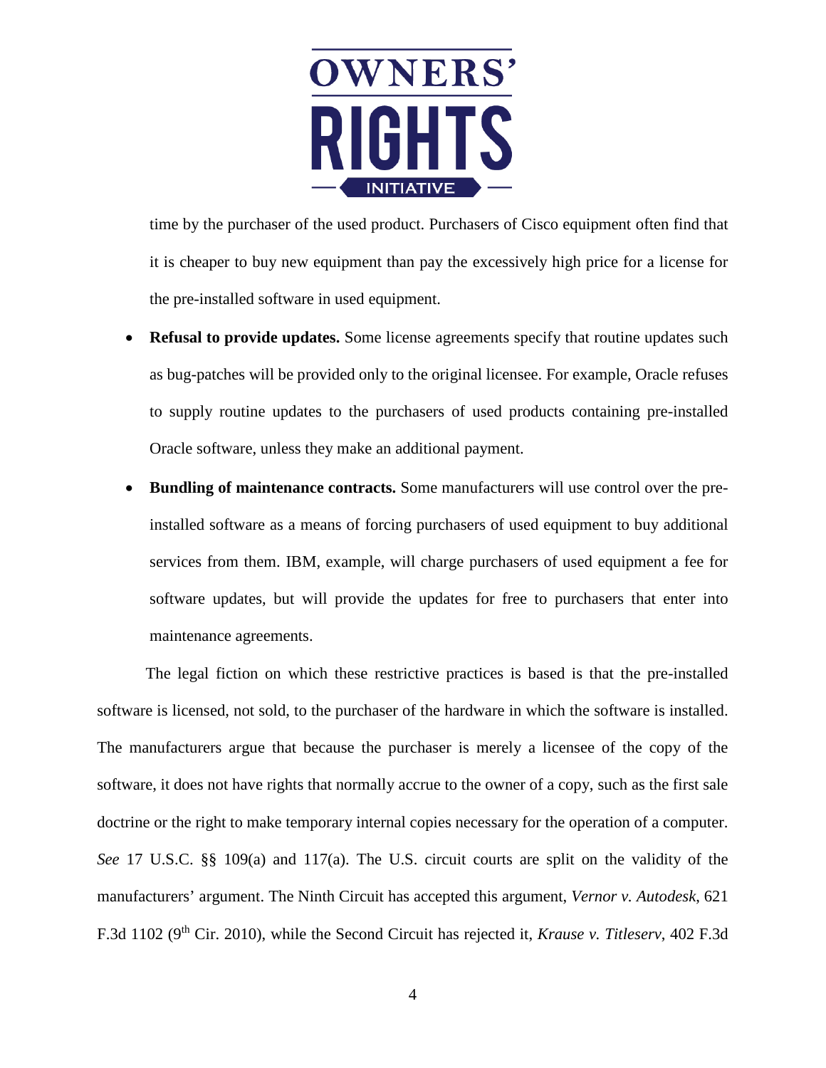time by the purchaser of the used product. Purchasers of Cisco equipment often find that it is cheaper to buy new equipment than pay the excessively high price for a license for the pre-installed software in used equipment.

- **Refusal to provide updates.** Some license agreements specify that routine updates such as bug-patches will be provided only to the original licensee. For example, Oracle refuses to supply routine updates to the purchasers of used products containing pre-installed Oracle software, unless they make an additional payment.
- **Bundling of maintenance contracts.** Some manufacturers will use control over the pre-installed software as a means of forcing purchasers of used equipment to buy additional services from them. IBM, example, will charge purchasers of used equipment a fee for software updates, but will provide the updates for free to purchasers that enter into maintenance agreements.

The legal fiction on which these restrictive practices is based is that the pre-installed software is licensed, not sold, to the purchaser of the hardware in which the software is installed. The manufacturers argue that because the purchaser is merely a licensee of the copy of the software, it does not have rights that normally accrue to the owner of a copy, such as the first sale doctrine or the right to make temporary internal copies necessary for the operation of a computer. *See* 17 U.S.C. §§ 109(a) and 117(a). The U.S. circuit courts are split on the validity of the manufacturers' argument. The Ninth Circuit has accepted this argument, *Vernor v. Autodesk*, 621 F.3d 1102 (9th Cir. 2010), while the Second Circuit has rejected it, *Krause v. Titleserv*, 402 F.3d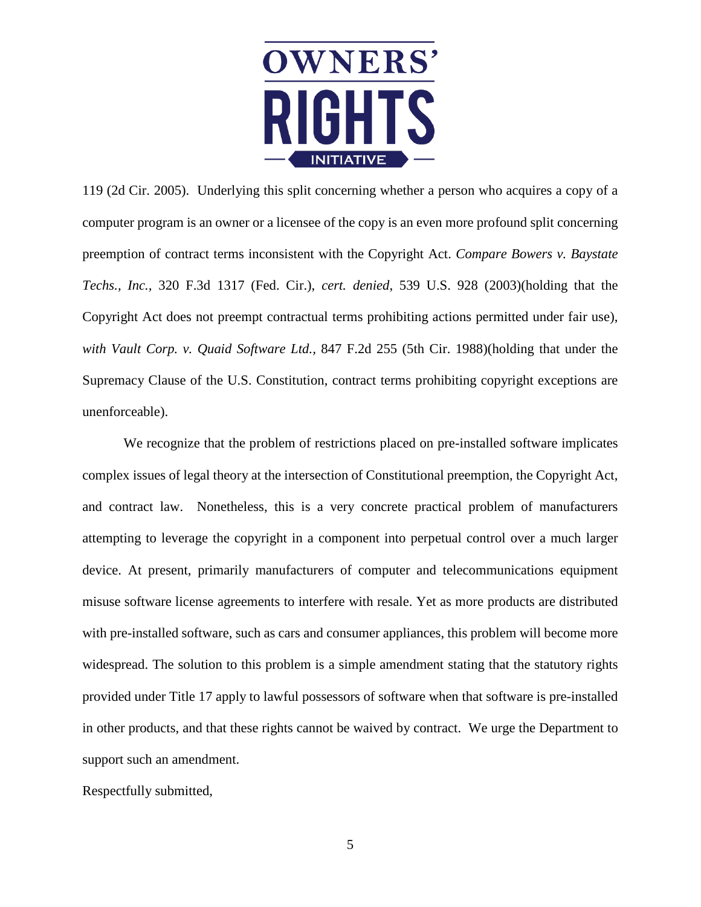119 (2d Cir. 2005). Underlying this split concerning whether a person who acquires a copy of a computer program is an owner or a licensee of the copy is an even more profound split concerning preemption of contract terms inconsistent with the Copyright Act. *Compare Bowers v. Baystate Techs., Inc.*, 320 F.3d 1317 (Fed. Cir.), *cert. denied*, 539 U.S. 928 (2003)(holding that the Copyright Act does not preempt contractual terms prohibiting actions permitted under fair use), *with Vault Corp. v. Quaid Software Ltd.*, 847 F.2d 255 (5th Cir. 1988)(holding that under the Supremacy Clause of the U.S. Constitution, contract terms prohibiting copyright exceptions are unenforceable).

We recognize that the problem of restrictions placed on pre-installed software implicates complex issues of legal theory at the intersection of Constitutional preemption, the Copyright Act, and contract law. Nonetheless, this is a very concrete practical problem of manufacturers attempting to leverage the copyright in a component into perpetual control over a much larger device. At present, primarily manufacturers of computer and telecommunications equipment misuse software license agreements to interfere with resale. Yet as more products are distributed with pre-installed software, such as cars and consumer appliances, this problem will become more widespread. The solution to this problem is a simple amendment stating that the statutory rights provided under Title 17 apply to lawful possessors of software when that software is pre-installed in other products, and that these rights cannot be waived by contract. We urge the Department to support such an amendment.

Respectfully submitted,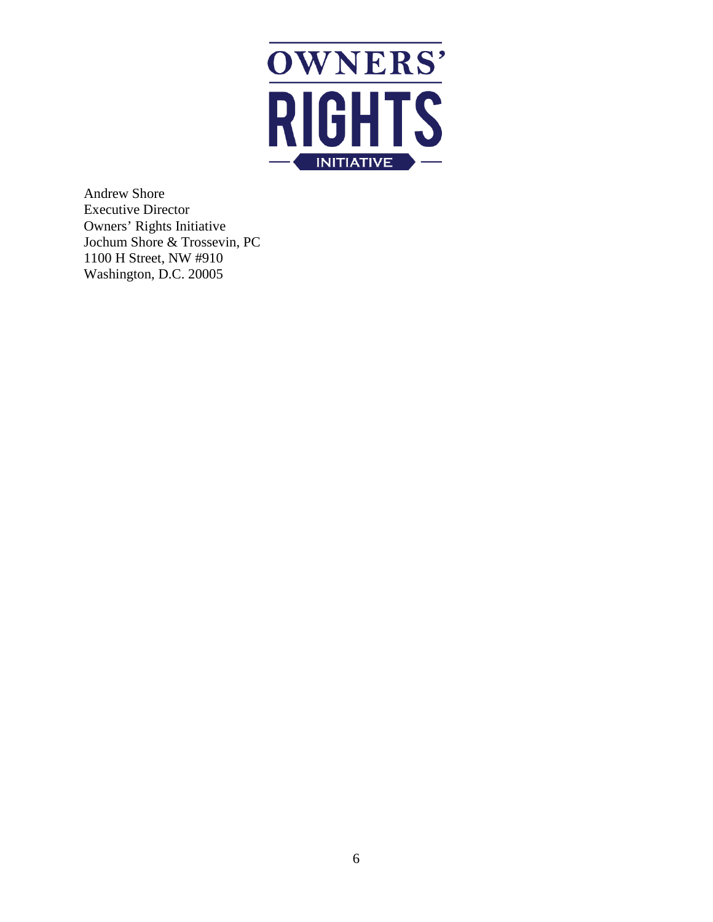OWNERS'

RIGHTS

INITIATIVE

Andrew Shore
Executive Director
Owners' Rights Initiative
Jochum Shore & Trossevin, PC
1100 H Street, NW #910
Washington, D.C. 20005